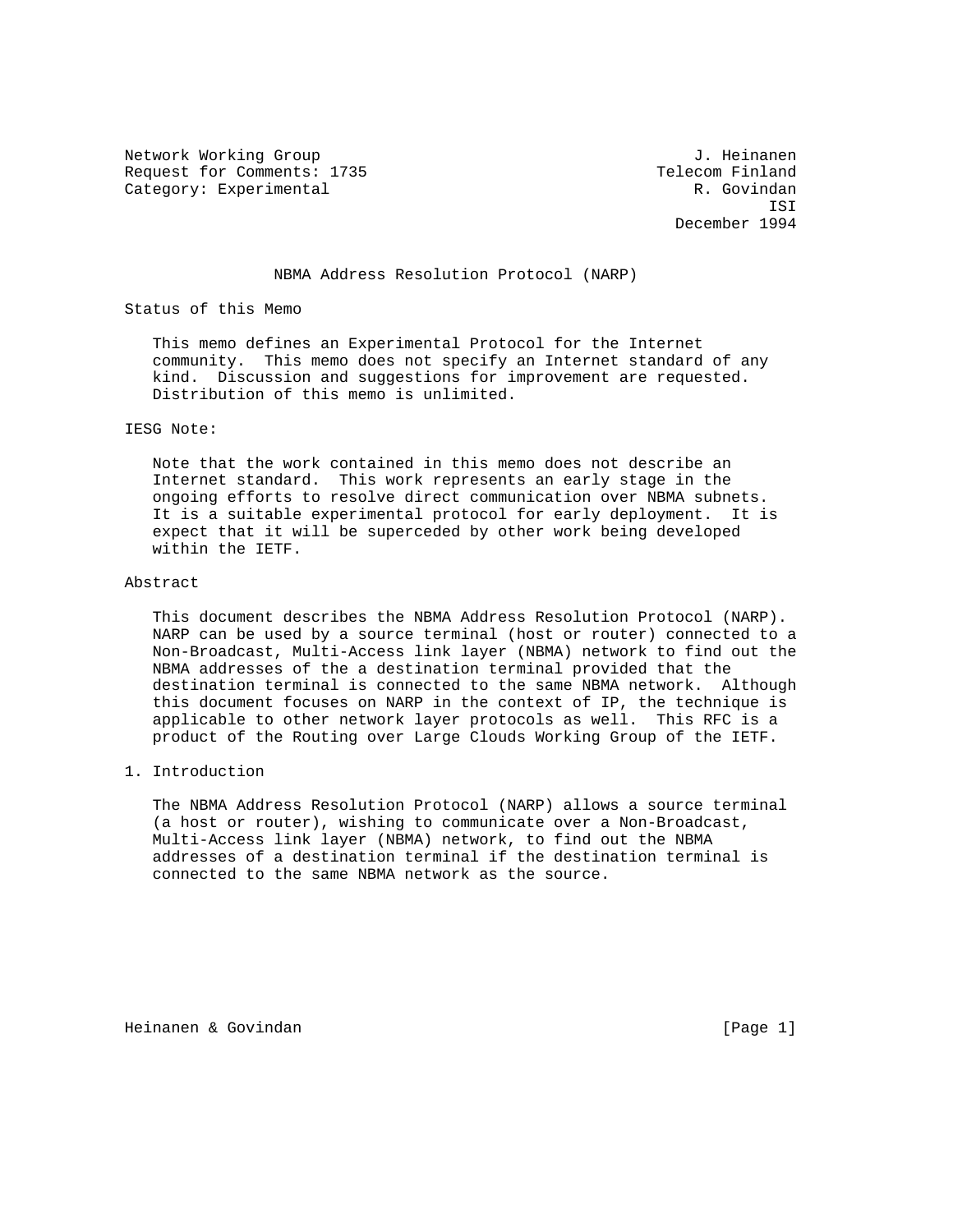Network Working Group J. Heinanen
Request for Comments: 1735 Telecom Finland
Category: Experimental R. Govindan
ISI
December 1994

# NBMA Address Resolution Protocol (NARP)

## Status of this Memo

This memo defines an Experimental Protocol for the Internet community. This memo does not specify an Internet standard of any kind. Discussion and suggestions for improvement are requested. Distribution of this memo is unlimited.

## IESG Note:

Note that the work contained in this memo does not describe an Internet standard. This work represents an early stage in the ongoing efforts to resolve direct communication over NBMA subnets. It is a suitable experimental protocol for early deployment. It is expect that it will be superceded by other work being developed within the IETF.

## Abstract

This document describes the NBMA Address Resolution Protocol (NARP). NARP can be used by a source terminal (host or router) connected to a Non-Broadcast, Multi-Access link layer (NBMA) network to find out the NBMA addresses of the a destination terminal provided that the destination terminal is connected to the same NBMA network. Although this document focuses on NARP in the context of IP, the technique is applicable to other network layer protocols as well. This RFC is a product of the Routing over Large Clouds Working Group of the IETF.

## 1. Introduction

The NBMA Address Resolution Protocol (NARP) allows a source terminal (a host or router), wishing to communicate over a Non-Broadcast, Multi-Access link layer (NBMA) network, to find out the NBMA addresses of a destination terminal if the destination terminal is connected to the same NBMA network as the source.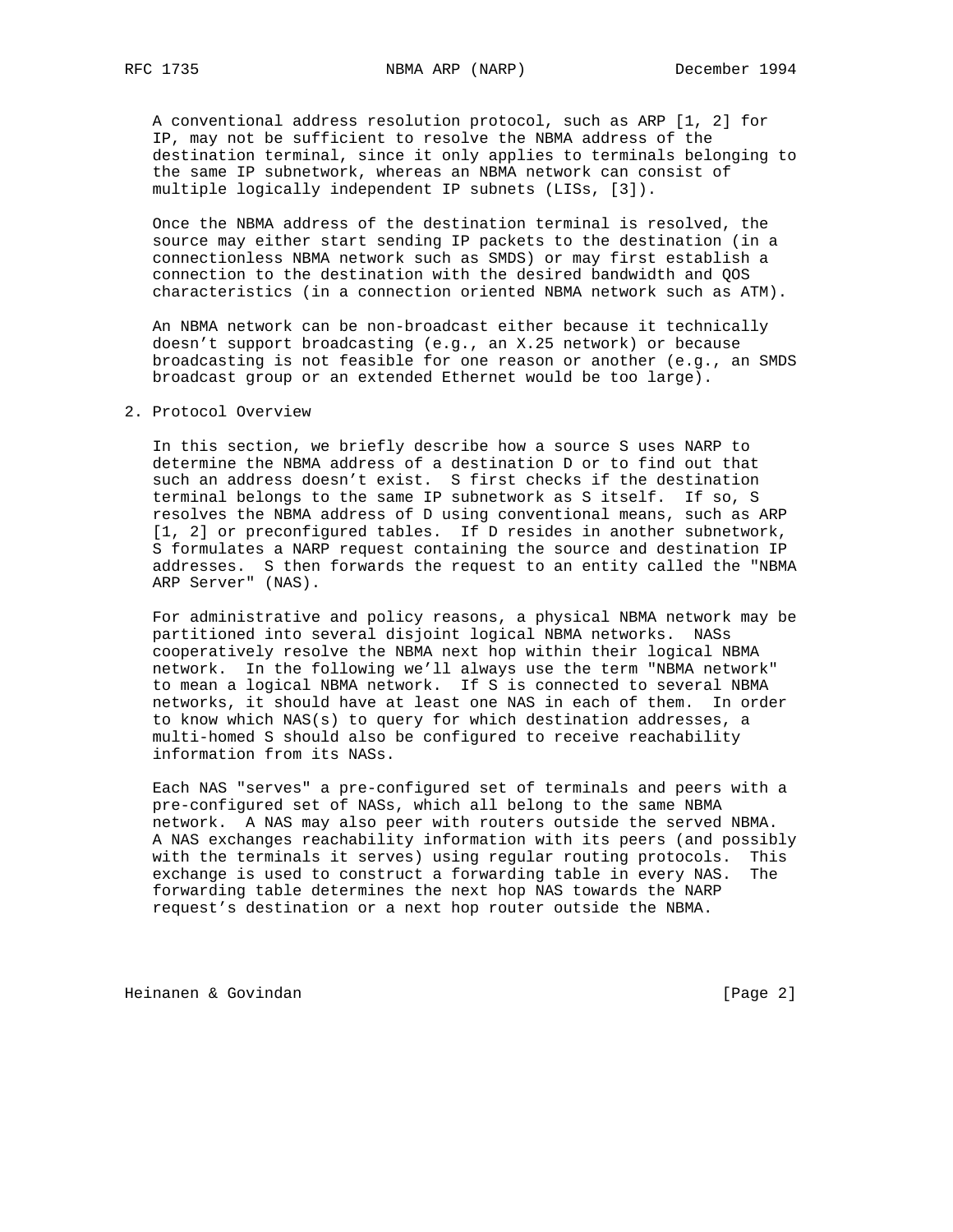A conventional address resolution protocol, such as ARP [1, 2] for IP, may not be sufficient to resolve the NBMA address of the destination terminal, since it only applies to terminals belonging to the same IP subnetwork, whereas an NBMA network can consist of multiple logically independent IP subnets (LISs, [3]).

Once the NBMA address of the destination terminal is resolved, the source may either start sending IP packets to the destination (in a connectionless NBMA network such as SMDS) or may first establish a connection to the destination with the desired bandwidth and QOS characteristics (in a connection oriented NBMA network such as ATM).

An NBMA network can be non-broadcast either because it technically doesn't support broadcasting (e.g., an X.25 network) or because broadcasting is not feasible for one reason or another (e.g., an SMDS broadcast group or an extended Ethernet would be too large).

## 2. Protocol Overview

In this section, we briefly describe how a source S uses NARP to determine the NBMA address of a destination D or to find out that such an address doesn't exist. S first checks if the destination terminal belongs to the same IP subnetwork as S itself. If so, S resolves the NBMA address of D using conventional means, such as ARP [1, 2] or preconfigured tables. If D resides in another subnetwork, S formulates a NARP request containing the source and destination IP addresses. S then forwards the request to an entity called the "NBMA ARP Server" (NAS).

For administrative and policy reasons, a physical NBMA network may be partitioned into several disjoint logical NBMA networks. NASs cooperatively resolve the NBMA next hop within their logical NBMA network. In the following we'll always use the term "NBMA network" to mean a logical NBMA network. If S is connected to several NBMA networks, it should have at least one NAS in each of them. In order to know which NAS(s) to query for which destination addresses, a multi-homed S should also be configured to receive reachability information from its NASs.

Each NAS "serves" a pre-configured set of terminals and peers with a pre-configured set of NASs, which all belong to the same NBMA network. A NAS may also peer with routers outside the served NBMA. A NAS exchanges reachability information with its peers (and possibly with the terminals it serves) using regular routing protocols. This exchange is used to construct a forwarding table in every NAS. The forwarding table determines the next hop NAS towards the NARP request's destination or a next hop router outside the NBMA.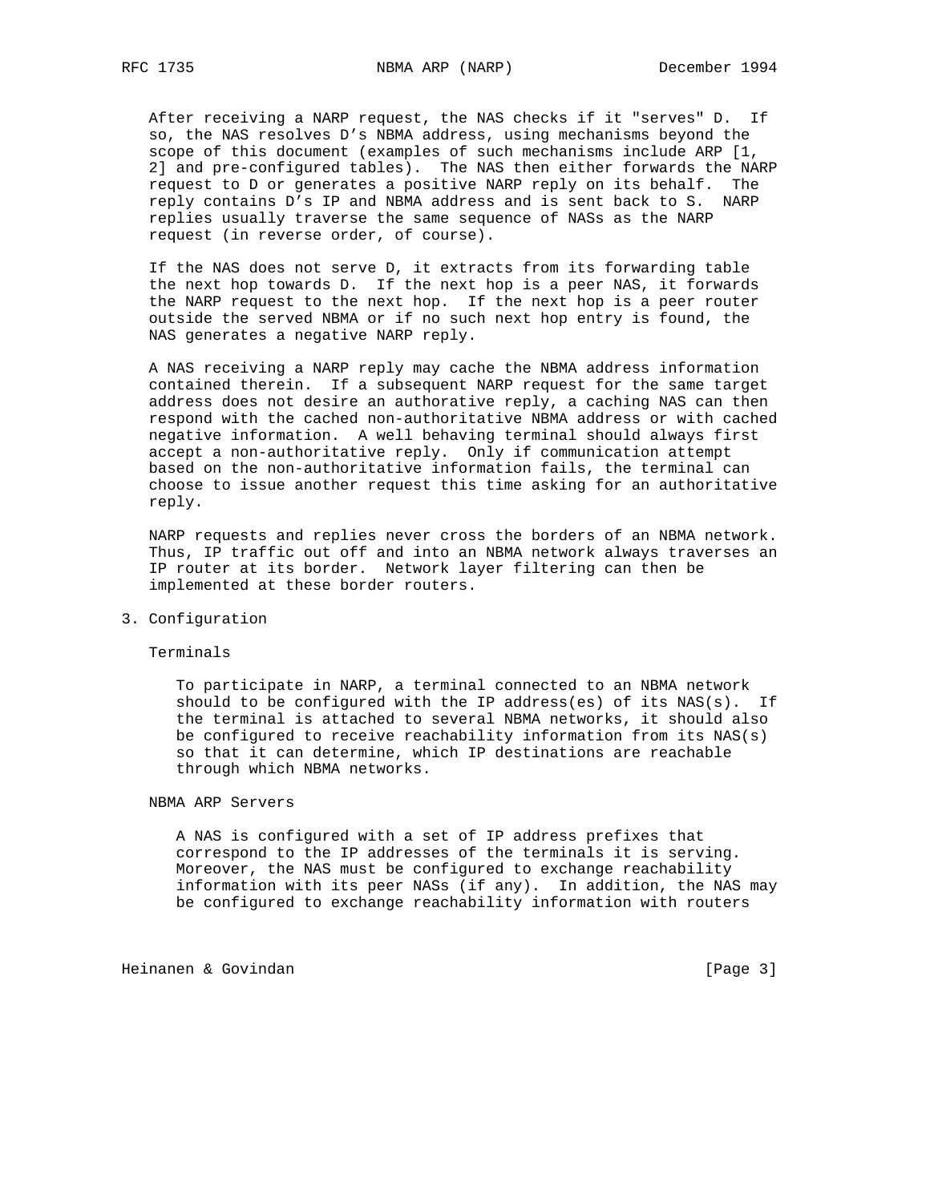After receiving a NARP request, the NAS checks if it "serves" D. If so, the NAS resolves D's NBMA address, using mechanisms beyond the scope of this document (examples of such mechanisms include ARP [1, 2] and pre-configured tables). The NAS then either forwards the NARP request to D or generates a positive NARP reply on its behalf. The reply contains D's IP and NBMA address and is sent back to S. NARP replies usually traverse the same sequence of NASs as the NARP request (in reverse order, of course).

If the NAS does not serve D, it extracts from its forwarding table the next hop towards D. If the next hop is a peer NAS, it forwards the NARP request to the next hop. If the next hop is a peer router outside the served NBMA or if no such next hop entry is found, the NAS generates a negative NARP reply.

A NAS receiving a NARP reply may cache the NBMA address information contained therein. If a subsequent NARP request for the same target address does not desire an authorative reply, a caching NAS can then respond with the cached non-authoritative NBMA address or with cached negative information. A well behaving terminal should always first accept a non-authoritative reply. Only if communication attempt based on the non-authoritative information fails, the terminal can choose to issue another request this time asking for an authoritative reply.

NARP requests and replies never cross the borders of an NBMA network. Thus, IP traffic out off and into an NBMA network always traverses an IP router at its border. Network layer filtering can then be implemented at these border routers.

## 3. Configuration

### Terminals

To participate in NARP, a terminal connected to an NBMA network should to be configured with the IP address(es) of its NAS(s). If the terminal is attached to several NBMA networks, it should also be configured to receive reachability information from its NAS(s) so that it can determine, which IP destinations are reachable through which NBMA networks.

### NBMA ARP Servers

A NAS is configured with a set of IP address prefixes that correspond to the IP addresses of the terminals it is serving. Moreover, the NAS must be configured to exchange reachability information with its peer NASs (if any). In addition, the NAS may be configured to exchange reachability information with routers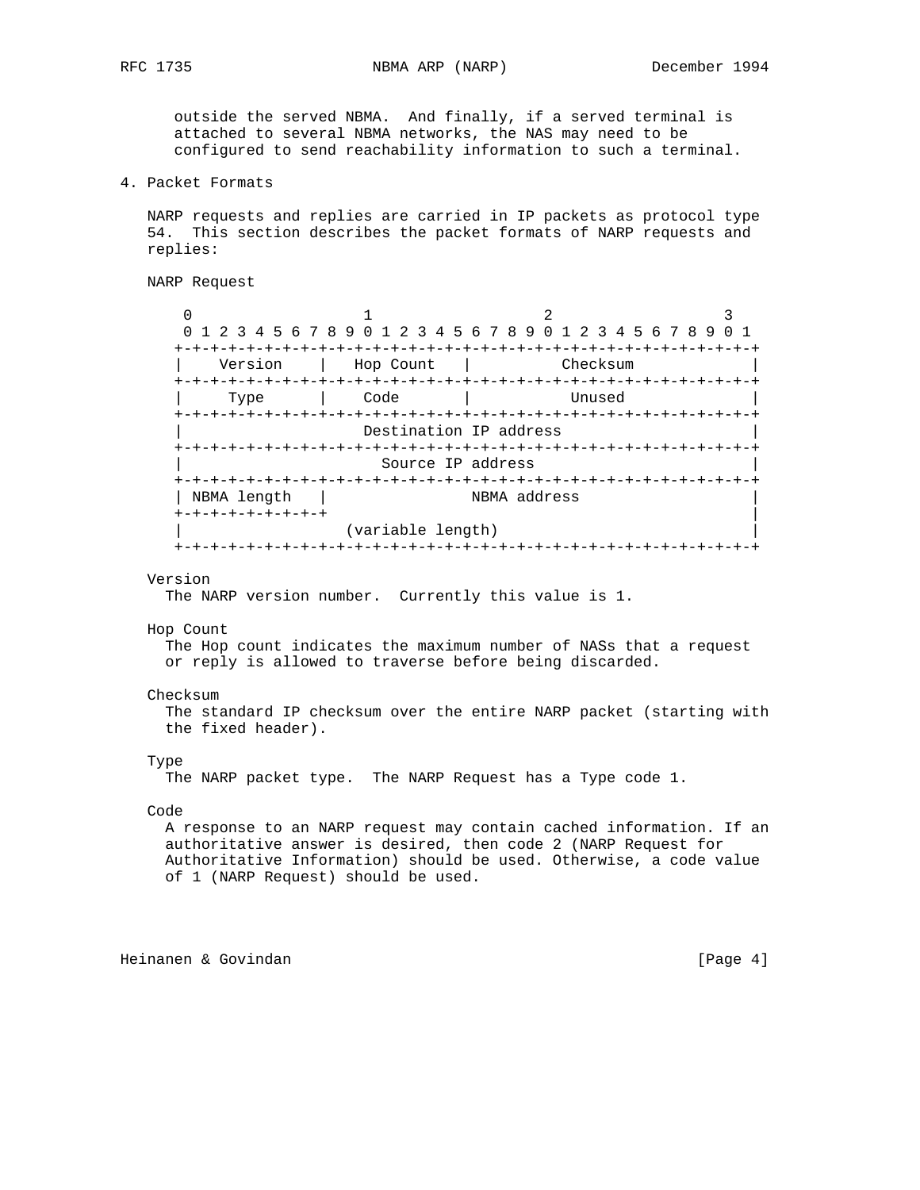outside the served NBMA. And finally, if a served terminal is attached to several NBMA networks, the NAS may need to be configured to send reachability information to such a terminal.

## 4. Packet Formats

NARP requests and replies are carried in IP packets as protocol type 54. This section describes the packet formats of NARP requests and replies:

NARP Request

```
 0                   1                   2                   3
 0 1 2 3 4 5 6 7 8 9 0 1 2 3 4 5 6 7 8 9 0 1 2 3 4 5 6 7 8 9 0 1
+-+-+-+-+-+-+-+-+-+-+-+-+-+-+-+-+-+-+-+-+-+-+-+-+-+-+-+-+-+-+-+-+
|    Version    |   Hop Count   |           Checksum            |
+-+-+-+-+-+-+-+-+-+-+-+-+-+-+-+-+-+-+-+-+-+-+-+-+-+-+-+-+-+-+-+-+
|     Type      |     Code      |            Unused             |
+-+-+-+-+-+-+-+-+-+-+-+-+-+-+-+-+-+-+-+-+-+-+-+-+-+-+-+-+-+-+-+-+
|                    Destination IP address                     |
+-+-+-+-+-+-+-+-+-+-+-+-+-+-+-+-+-+-+-+-+-+-+-+-+-+-+-+-+-+-+-+-+
|                      Source IP address                        |
+-+-+-+-+-+-+-+-+-+-+-+-+-+-+-+-+-+-+-+-+-+-+-+-+-+-+-+-+-+-+-+-+
| NBMA length   |                 NBMA address                  |
+-+-+-+-+-+-+-+-+                                               |
|                 (variable length)                             |
+-+-+-+-+-+-+-+-+-+-+-+-+-+-+-+-+-+-+-+-+-+-+-+-+-+-+-+-+-+-+-+-+
```

Version
  The NARP version number. Currently this value is 1.

Hop Count
  The Hop count indicates the maximum number of NASs that a request or reply is allowed to traverse before being discarded.

Checksum
  The standard IP checksum over the entire NARP packet (starting with the fixed header).

Type
  The NARP packet type. The NARP Request has a Type code 1.

Code
  A response to an NARP request may contain cached information. If an authoritative answer is desired, then code 2 (NARP Request for Authoritative Information) should be used. Otherwise, a code value of 1 (NARP Request) should be used.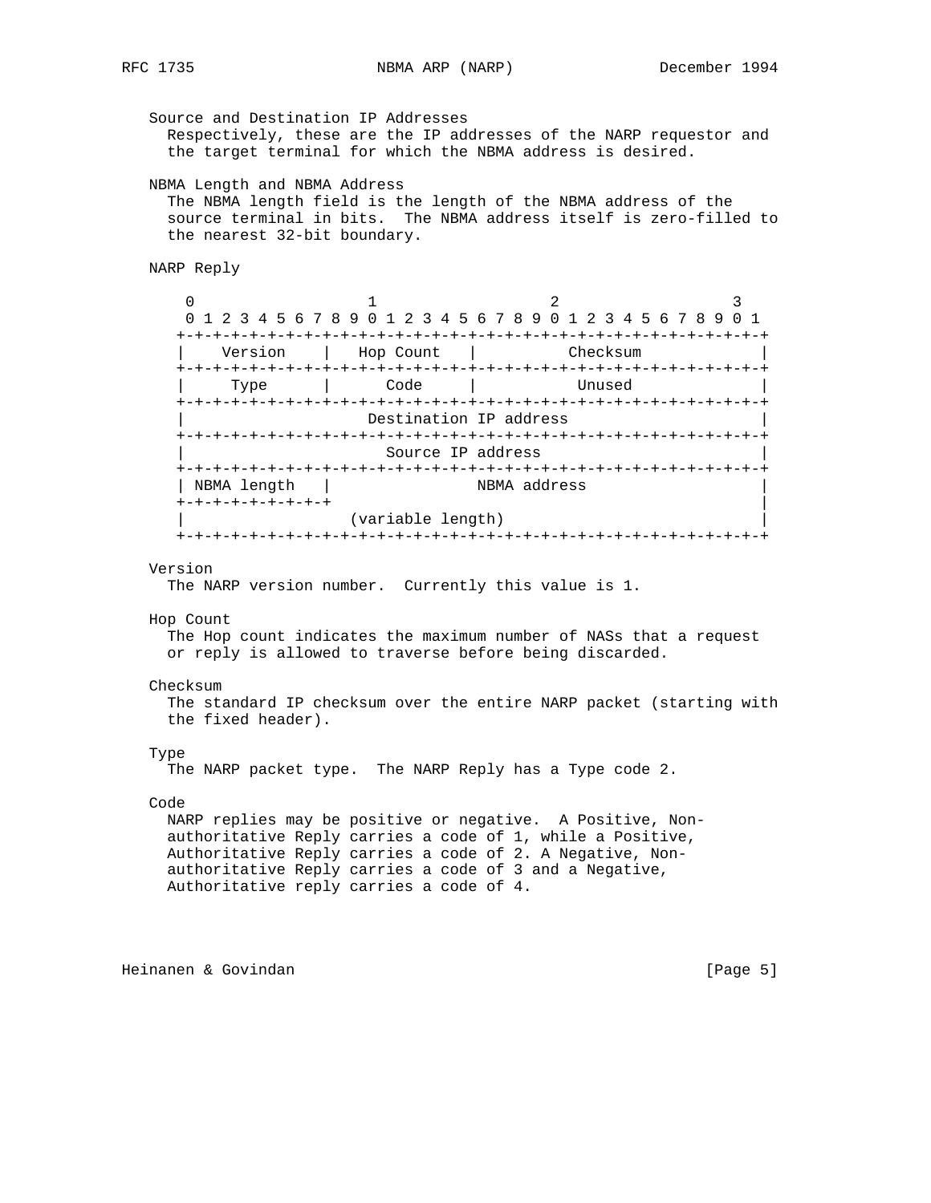Source and Destination IP Addresses

Respectively, these are the IP addresses of the NARP requestor and the target terminal for which the NBMA address is desired.

NBMA Length and NBMA Address

The NBMA length field is the length of the NBMA address of the source terminal in bits. The NBMA address itself is zero-filled to the nearest 32-bit boundary.

NARP Reply

```
 0                   1                   2                   3
 0 1 2 3 4 5 6 7 8 9 0 1 2 3 4 5 6 7 8 9 0 1 2 3 4 5 6 7 8 9 0 1
+-+-+-+-+-+-+-+-+-+-+-+-+-+-+-+-+-+-+-+-+-+-+-+-+-+-+-+-+-+-+-+-+
|    Version    |   Hop Count   |           Checksum            |
+-+-+-+-+-+-+-+-+-+-+-+-+-+-+-+-+-+-+-+-+-+-+-+-+-+-+-+-+-+-+-+-+
|     Type      |     Code      |            Unused             |
+-+-+-+-+-+-+-+-+-+-+-+-+-+-+-+-+-+-+-+-+-+-+-+-+-+-+-+-+-+-+-+-+
|                    Destination IP address                     |
+-+-+-+-+-+-+-+-+-+-+-+-+-+-+-+-+-+-+-+-+-+-+-+-+-+-+-+-+-+-+-+-+
|                      Source IP address                        |
+-+-+-+-+-+-+-+-+-+-+-+-+-+-+-+-+-+-+-+-+-+-+-+-+-+-+-+-+-+-+-+-+
| NBMA length   |                 NBMA address                  |
+-+-+-+-+-+-+-+-+                                               |
|                 (variable length)                             |
+-+-+-+-+-+-+-+-+-+-+-+-+-+-+-+-+-+-+-+-+-+-+-+-+-+-+-+-+-+-+-+-+
```

Version

The NARP version number. Currently this value is 1.

Hop Count

The Hop count indicates the maximum number of NASs that a request or reply is allowed to traverse before being discarded.

Checksum

The standard IP checksum over the entire NARP packet (starting with the fixed header).

Type

The NARP packet type. The NARP Reply has a Type code 2.

Code

NARP replies may be positive or negative. A Positive, Non-authoritative Reply carries a code of 1, while a Positive, Authoritative Reply carries a code of 2. A Negative, Non-authoritative Reply carries a code of 3 and a Negative, Authoritative reply carries a code of 4.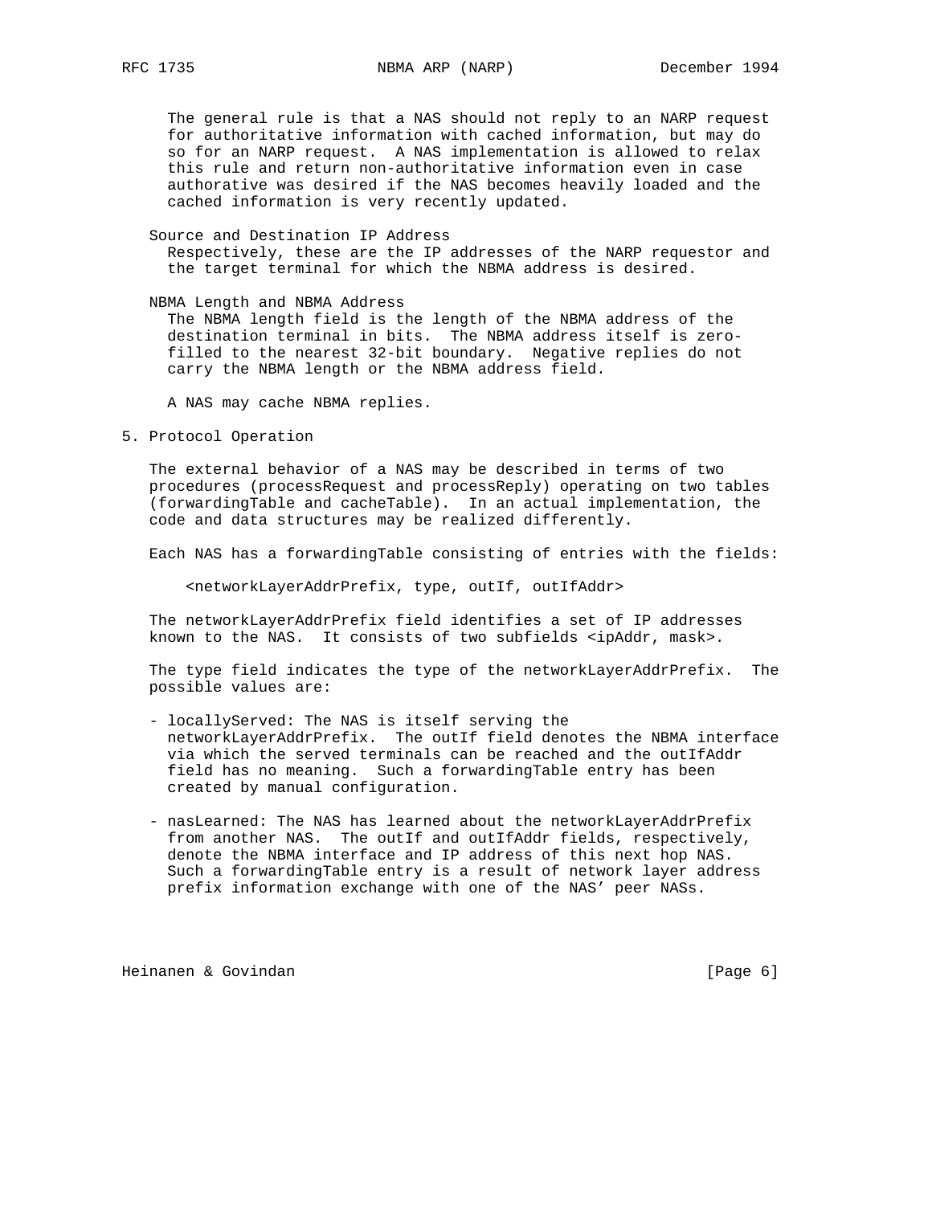The general rule is that a NAS should not reply to an NARP request for authoritative information with cached information, but may do so for an NARP request. A NAS implementation is allowed to relax this rule and return non-authoritative information even in case authorative was desired if the NAS becomes heavily loaded and the cached information is very recently updated.

Source and Destination IP Address
Respectively, these are the IP addresses of the NARP requestor and the target terminal for which the NBMA address is desired.

NBMA Length and NBMA Address
The NBMA length field is the length of the NBMA address of the destination terminal in bits. The NBMA address itself is zero-filled to the nearest 32-bit boundary. Negative replies do not carry the NBMA length or the NBMA address field.

A NAS may cache NBMA replies.

## 5. Protocol Operation

The external behavior of a NAS may be described in terms of two procedures (processRequest and processReply) operating on two tables (forwardingTable and cacheTable). In an actual implementation, the code and data structures may be realized differently.

Each NAS has a forwardingTable consisting of entries with the fields:

```
<networkLayerAddrPrefix, type, outIf, outIfAddr>
```

The networkLayerAddrPrefix field identifies a set of IP addresses known to the NAS. It consists of two subfields <ipAddr, mask>.

The type field indicates the type of the networkLayerAddrPrefix. The possible values are:

- locallyServed: The NAS is itself serving the networkLayerAddrPrefix. The outIf field denotes the NBMA interface via which the served terminals can be reached and the outIfAddr field has no meaning. Such a forwardingTable entry has been created by manual configuration.

- nasLearned: The NAS has learned about the networkLayerAddrPrefix from another NAS. The outIf and outIfAddr fields, respectively, denote the NBMA interface and IP address of this next hop NAS. Such a forwardingTable entry is a result of network layer address prefix information exchange with one of the NAS' peer NASs.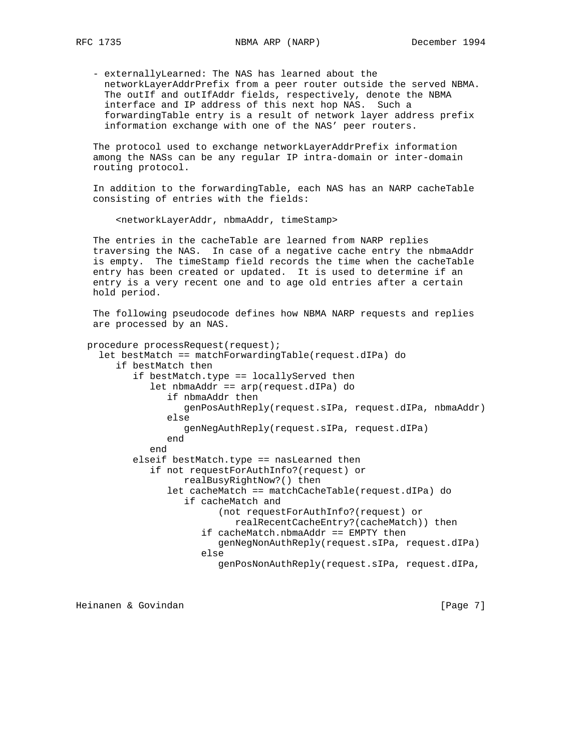- externallyLearned: The NAS has learned about the networkLayerAddrPrefix from a peer router outside the served NBMA. The outIf and outIfAddr fields, respectively, denote the NBMA interface and IP address of this next hop NAS. Such a forwardingTable entry is a result of network layer address prefix information exchange with one of the NAS' peer routers.

The protocol used to exchange networkLayerAddrPrefix information among the NASs can be any regular IP intra-domain or inter-domain routing protocol.

In addition to the forwardingTable, each NAS has an NARP cacheTable consisting of entries with the fields:

```
<networkLayerAddr, nbmaAddr, timeStamp>
```

The entries in the cacheTable are learned from NARP replies traversing the NAS. In case of a negative cache entry the nbmaAddr is empty. The timeStamp field records the time when the cacheTable entry has been created or updated. It is used to determine if an entry is a very recent one and to age old entries after a certain hold period.

The following pseudocode defines how NBMA NARP requests and replies are processed by an NAS.

```
procedure processRequest(request);
  let bestMatch == matchForwardingTable(request.dIPa) do
     if bestMatch then
        if bestMatch.type == locallyServed then
           let nbmaAddr == arp(request.dIPa) do
              if nbmaAddr then
                 genPosAuthReply(request.sIPa, request.dIPa, nbmaAddr)
              else
                 genNegAuthReply(request.sIPa, request.dIPa)
              end
           end
        elseif bestMatch.type == nasLearned then
           if not requestForAuthInfo?(request) or
                 realBusyRightNow?() then
              let cacheMatch == matchCacheTable(request.dIPa) do
                 if cacheMatch and
                       (not requestForAuthInfo?(request) or
                          realRecentCacheEntry?(cacheMatch)) then
                    if cacheMatch.nbmaAddr == EMPTY then
                       genNegNonAuthReply(request.sIPa, request.dIPa)
                    else
                       genPosNonAuthReply(request.sIPa, request.dIPa,
```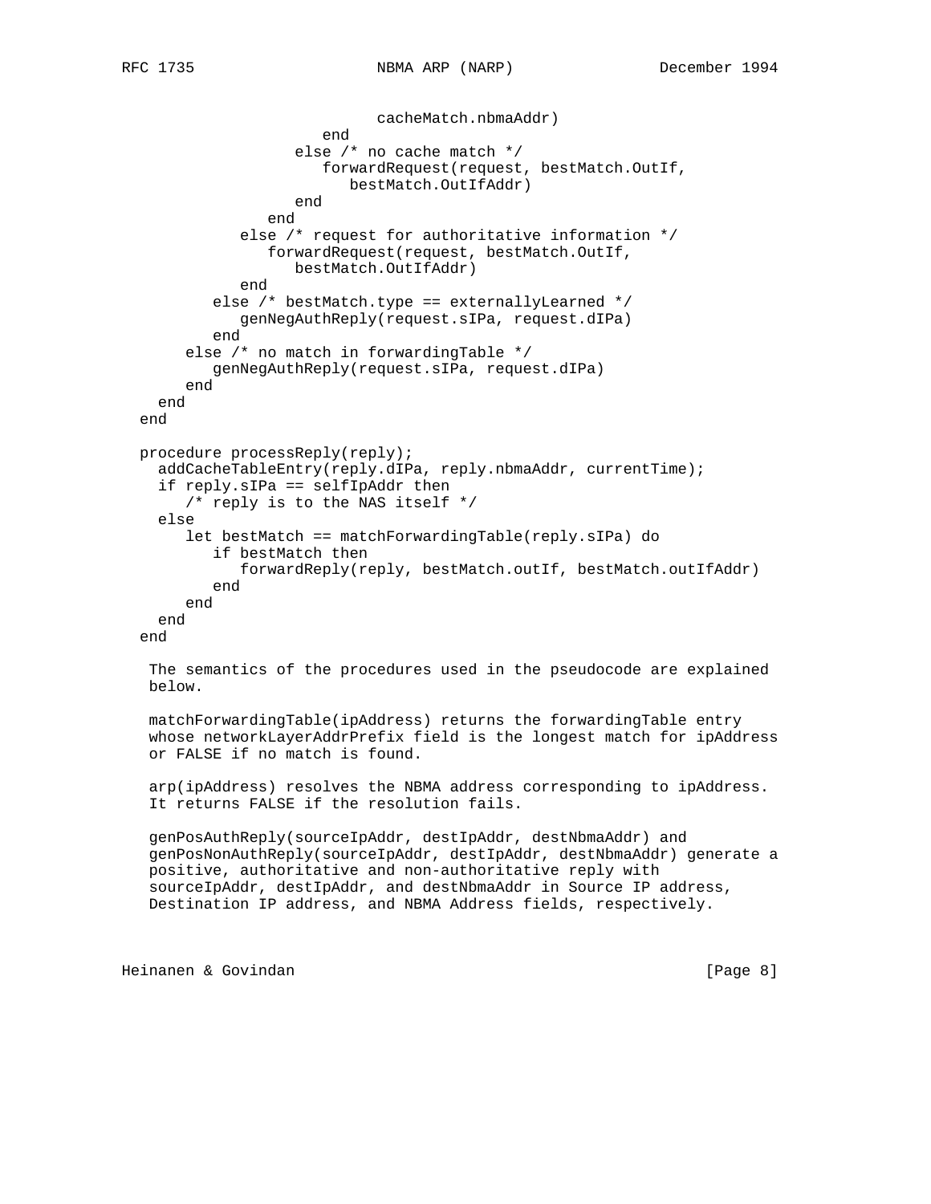```
                          cacheMatch.nbmaAddr)
                    end
                 else /* no cache match */
                    forwardRequest(request, bestMatch.OutIf,
                       bestMatch.OutIfAddr)
                 end
              end
           else /* request for authoritative information */
              forwardRequest(request, bestMatch.OutIf,
                 bestMatch.OutIfAddr)
           end
        else /* bestMatch.type == externallyLearned */
           genNegAuthReply(request.sIPa, request.dIPa)
        end
     else /* no match in forwardingTable */
        genNegAuthReply(request.sIPa, request.dIPa)
     end
   end
 end

 procedure processReply(reply);
   addCacheTableEntry(reply.dIPa, reply.nbmaAddr, currentTime);
   if reply.sIPa == selfIpAddr then
      /* reply is to the NAS itself */
   else
      let bestMatch == matchForwardingTable(reply.sIPa) do
         if bestMatch then
            forwardReply(reply, bestMatch.outIf, bestMatch.outIfAddr)
         end
      end
   end
 end
```

The semantics of the procedures used in the pseudocode are explained below.

matchForwardingTable(ipAddress) returns the forwardingTable entry whose networkLayerAddrPrefix field is the longest match for ipAddress or FALSE if no match is found.

arp(ipAddress) resolves the NBMA address corresponding to ipAddress. It returns FALSE if the resolution fails.

genPosAuthReply(sourceIpAddr, destIpAddr, destNbmaAddr) and genPosNonAuthReply(sourceIpAddr, destIpAddr, destNbmaAddr) generate a positive, authoritative and non-authoritative reply with sourceIpAddr, destIpAddr, and destNbmaAddr in Source IP address, Destination IP address, and NBMA Address fields, respectively.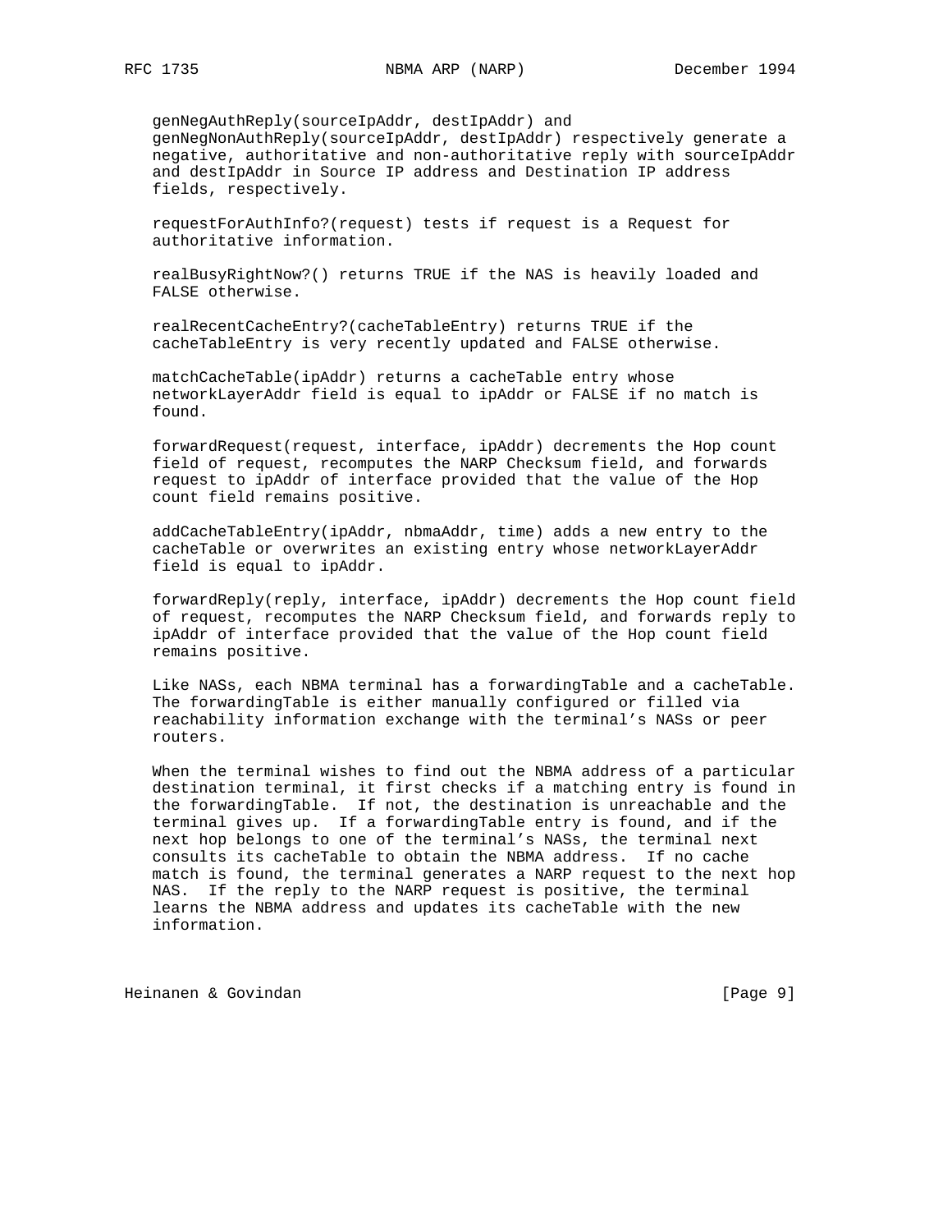genNegAuthReply(sourceIpAddr, destIpAddr) and genNegNonAuthReply(sourceIpAddr, destIpAddr) respectively generate a negative, authoritative and non-authoritative reply with sourceIpAddr and destIpAddr in Source IP address and Destination IP address fields, respectively.

requestForAuthInfo?(request) tests if request is a Request for authoritative information.

realBusyRightNow?() returns TRUE if the NAS is heavily loaded and FALSE otherwise.

realRecentCacheEntry?(cacheTableEntry) returns TRUE if the cacheTableEntry is very recently updated and FALSE otherwise.

matchCacheTable(ipAddr) returns a cacheTable entry whose networkLayerAddr field is equal to ipAddr or FALSE if no match is found.

forwardRequest(request, interface, ipAddr) decrements the Hop count field of request, recomputes the NARP Checksum field, and forwards request to ipAddr of interface provided that the value of the Hop count field remains positive.

addCacheTableEntry(ipAddr, nbmaAddr, time) adds a new entry to the cacheTable or overwrites an existing entry whose networkLayerAddr field is equal to ipAddr.

forwardReply(reply, interface, ipAddr) decrements the Hop count field of request, recomputes the NARP Checksum field, and forwards reply to ipAddr of interface provided that the value of the Hop count field remains positive.

Like NASs, each NBMA terminal has a forwardingTable and a cacheTable. The forwardingTable is either manually configured or filled via reachability information exchange with the terminal's NASs or peer routers.

When the terminal wishes to find out the NBMA address of a particular destination terminal, it first checks if a matching entry is found in the forwardingTable. If not, the destination is unreachable and the terminal gives up. If a forwardingTable entry is found, and if the next hop belongs to one of the terminal's NASs, the terminal next consults its cacheTable to obtain the NBMA address. If no cache match is found, the terminal generates a NARP request to the next hop NAS. If the reply to the NARP request is positive, the terminal learns the NBMA address and updates its cacheTable with the new information.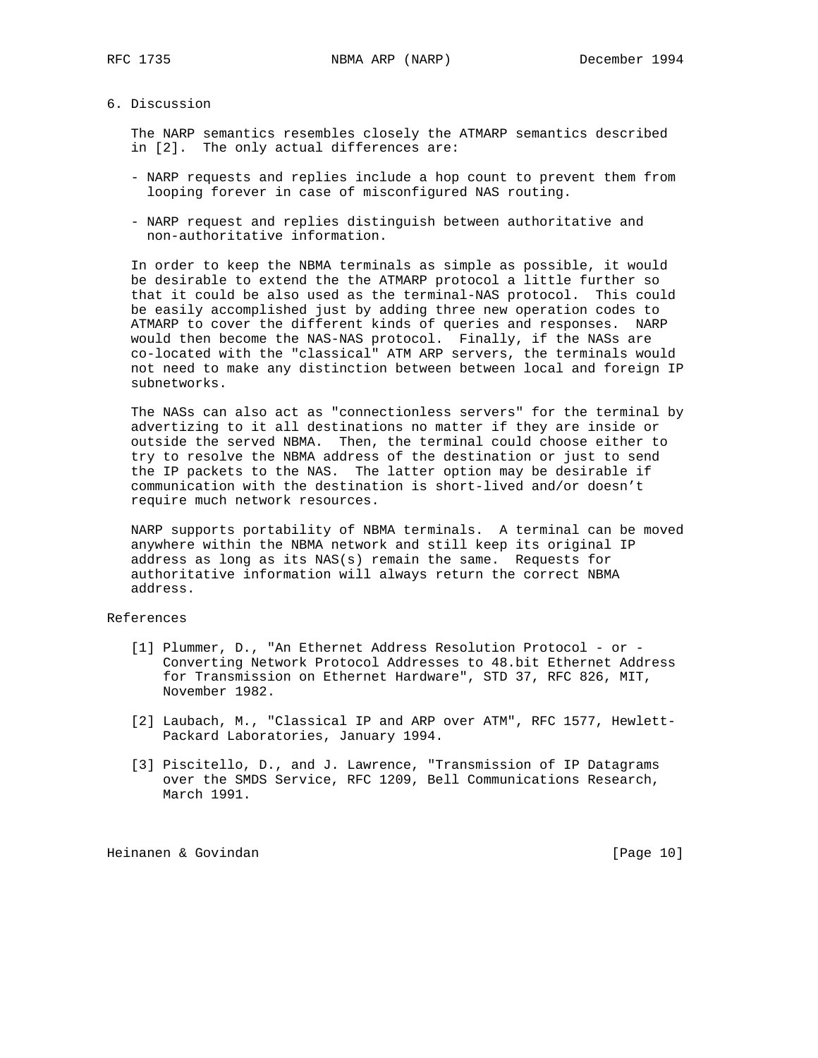## 6. Discussion

The NARP semantics resembles closely the ATMARP semantics described in [2]. The only actual differences are:

- NARP requests and replies include a hop count to prevent them from looping forever in case of misconfigured NAS routing.
- NARP request and replies distinguish between authoritative and non-authoritative information.

In order to keep the NBMA terminals as simple as possible, it would be desirable to extend the the ATMARP protocol a little further so that it could be also used as the terminal-NAS protocol. This could be easily accomplished just by adding three new operation codes to ATMARP to cover the different kinds of queries and responses. NARP would then become the NAS-NAS protocol. Finally, if the NASs are co-located with the "classical" ATM ARP servers, the terminals would not need to make any distinction between between local and foreign IP subnetworks.

The NASs can also act as "connectionless servers" for the terminal by advertizing to it all destinations no matter if they are inside or outside the served NBMA. Then, the terminal could choose either to try to resolve the NBMA address of the destination or just to send the IP packets to the NAS. The latter option may be desirable if communication with the destination is short-lived and/or doesn't require much network resources.

NARP supports portability of NBMA terminals. A terminal can be moved anywhere within the NBMA network and still keep its original IP address as long as its NAS(s) remain the same. Requests for authoritative information will always return the correct NBMA address.

## References

[1] Plummer, D., "An Ethernet Address Resolution Protocol - or - Converting Network Protocol Addresses to 48.bit Ethernet Address for Transmission on Ethernet Hardware", STD 37, RFC 826, MIT, November 1982.

[2] Laubach, M., "Classical IP and ARP over ATM", RFC 1577, Hewlett-Packard Laboratories, January 1994.

[3] Piscitello, D., and J. Lawrence, "Transmission of IP Datagrams over the SMDS Service, RFC 1209, Bell Communications Research, March 1991.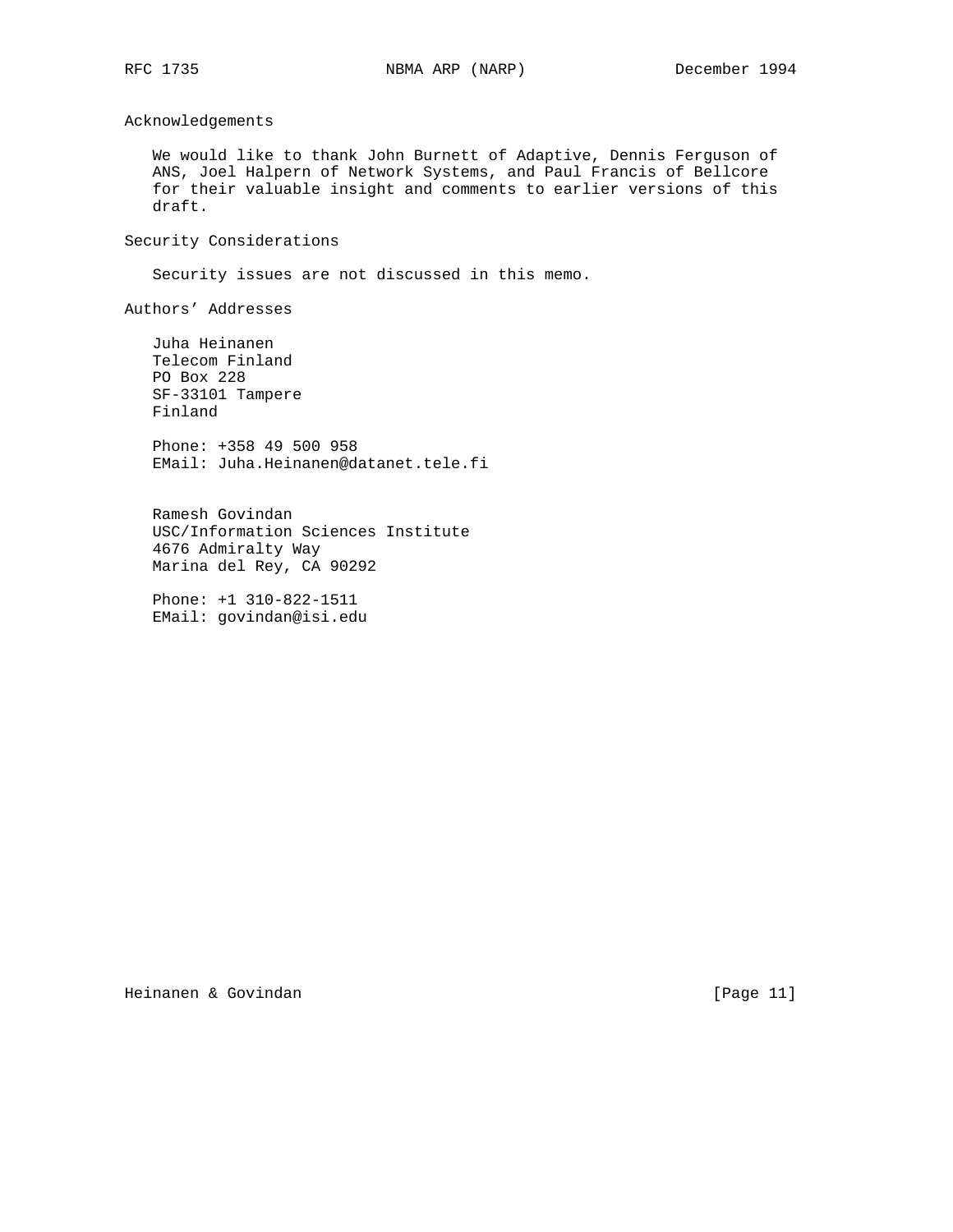## Acknowledgements

We would like to thank John Burnett of Adaptive, Dennis Ferguson of ANS, Joel Halpern of Network Systems, and Paul Francis of Bellcore for their valuable insight and comments to earlier versions of this draft.

## Security Considerations

Security issues are not discussed in this memo.

## Authors' Addresses

Juha Heinanen
Telecom Finland
PO Box 228
SF-33101 Tampere
Finland

Phone: +358 49 500 958
EMail: Juha.Heinanen@datanet.tele.fi

Ramesh Govindan
USC/Information Sciences Institute
4676 Admiralty Way
Marina del Rey, CA 90292

Phone: +1 310-822-1511
EMail: govindan@isi.edu